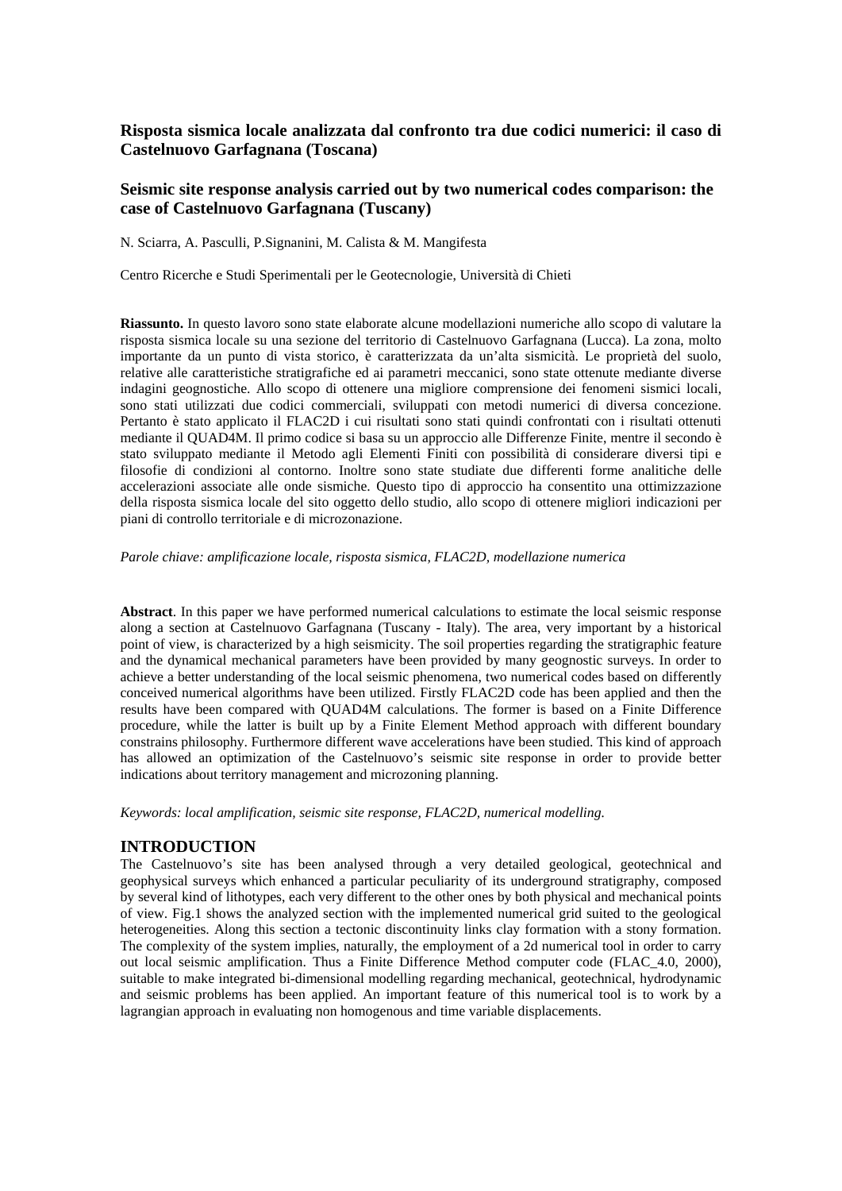# Risposta sismica locale analizzata dal confronto tra due codici numerici: il caso di Castelnuovo Garfagnana (Toscana)

# Seismic site response analysis carried out by two numerical codes comparison: the case of Castelnuovo Garfagnana (Tuscany)

N. Sciarra, A. Pasculli, P.Signanini, M. Calista & M. Mangifesta

Centro Ricerche e Studi Sperimentali per le Geotecnologie, Università di Chieti

**Riassunto.** In questo lavoro sono state elaborate alcune modellazioni numeriche allo scopo di valutare la risposta sismica locale su una sezione del territorio di Castelnuovo Garfagnana (Lucca). La zona, molto importante da un punto di vista storico, è caratterizzata da un'alta sismicità. Le proprietà del suolo, relative alle caratteristiche stratigrafiche ed ai parametri meccanici, sono state ottenute mediante diverse indagini geognostiche. Allo scopo di ottenere una migliore comprensione dei fenomeni sismici locali, sono stati utilizzati due codici commerciali, sviluppati con metodi numerici di diversa concezione. Pertanto è stato applicato il FLAC2D i cui risultati sono stati quindi confrontati con i risultati ottenuti mediante il QUAD4M. Il primo codice si basa su un approccio alle Differenze Finite, mentre il secondo è stato sviluppato mediante il Metodo agli Elementi Finiti con possibilità di considerare diversi tipi e filosofie di condizioni al contorno. Inoltre sono state studiate due differenti forme analitiche delle accelerazioni associate alle onde sismiche. Questo tipo di approccio ha consentito una ottimizzazione della risposta sismica locale del sito oggetto dello studio, allo scopo di ottenere migliori indicazioni per piani di controllo territoriale e di microzonazione.

*Parole chiave: amplificazione locale, risposta sismica, FLAC2D, modellazione numerica*

**Abstract**. In this paper we have performed numerical calculations to estimate the local seismic response along a section at Castelnuovo Garfagnana (Tuscany - Italy). The area, very important by a historical point of view, is characterized by a high seismicity. The soil properties regarding the stratigraphic feature and the dynamical mechanical parameters have been provided by many geognostic surveys. In order to achieve a better understanding of the local seismic phenomena, two numerical codes based on differently conceived numerical algorithms have been utilized. Firstly FLAC2D code has been applied and then the results have been compared with QUAD4M calculations. The former is based on a Finite Difference procedure, while the latter is built up by a Finite Element Method approach with different boundary constrains philosophy. Furthermore different wave accelerations have been studied. This kind of approach has allowed an optimization of the Castelnuovo's seismic site response in order to provide better indications about territory management and microzoning planning.

*Keywords: local amplification, seismic site response, FLAC2D, numerical modelling.*

## INTRODUCTION

The Castelnuovo's site has been analysed through a very detailed geological, geotechnical and geophysical surveys which enhanced a particular peculiarity of its underground stratigraphy, composed by several kind of lithotypes, each very different to the other ones by both physical and mechanical points of view. Fig.1 shows the analyzed section with the implemented numerical grid suited to the geological heterogeneities. Along this section a tectonic discontinuity links clay formation with a stony formation. The complexity of the system implies, naturally, the employment of a 2d numerical tool in order to carry out local seismic amplification. Thus a Finite Difference Method computer code (FLAC_4.0, 2000), suitable to make integrated bi-dimensional modelling regarding mechanical, geotechnical, hydrodynamic and seismic problems has been applied. An important feature of this numerical tool is to work by a lagrangian approach in evaluating non homogenous and time variable displacements.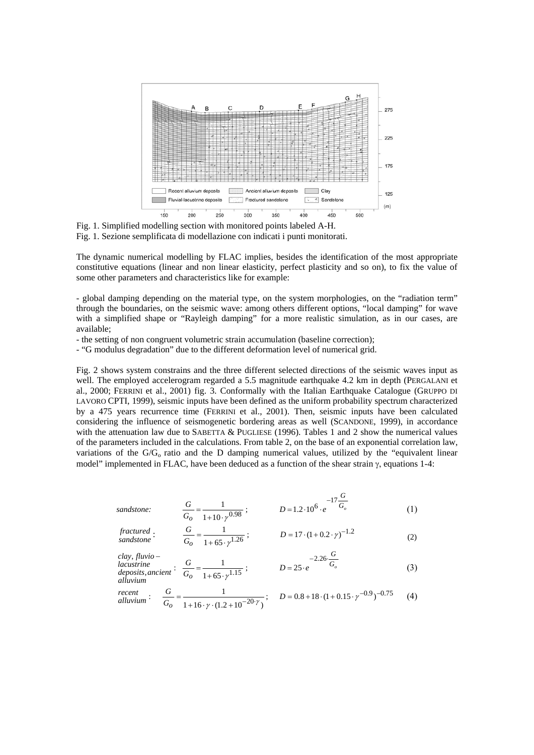Fig. 1. Simplified modelling section with monitored points labeled A-H.
Fig. 1. Sezione semplificata di modellazione con indicati i punti monitorati.

The dynamic numerical modelling by FLAC implies, besides the identification of the most appropriate constitutive equations (linear and non linear elasticity, perfect plasticity and so on), to fix the value of some other parameters and characteristics like for example:

- global damping depending on the material type, on the system morphologies, on the "radiation term" through the boundaries, on the seismic wave: among others different options, "local damping" for wave with a simplified shape or "Rayleigh damping" for a more realistic simulation, as in our cases, are available;
- the setting of non congruent volumetric strain accumulation (baseline correction);
- "G modulus degradation" due to the different deformation level of numerical grid.

Fig. 2 shows system constrains and the three different selected directions of the seismic waves input as well. The employed accelerogram regarded a 5.5 magnitude earthquake 4.2 km in depth (PERGALANI et al., 2000; FERRINI et al., 2001) fig. 3. Conformally with the Italian Earthquake Catalogue (GRUPPO DI LAVORO CPTI, 1999), seismic inputs have been defined as the uniform probability spectrum characterized by a 475 years recurrence time (FERRINI et al., 2001). Then, seismic inputs have been calculated considering the influence of seismogenetic bordering areas as well (SCANDONE, 1999), in accordance with the attenuation law due to SABETTA & PUGLIESE (1996). Tables 1 and 2 show the numerical values of the parameters included in the calculations. From table 2, on the base of an exponential correlation law, variations of the $G/G_o$ ratio and the D damping numerical values, utilized by the "equivalent linear model" implemented in FLAC, have been deduced as a function of the shear strain $\gamma$, equations 1-4:

*sandstone:* $$\frac{G}{G_o} = \frac{1}{1+10 \cdot \gamma^{0.98}}; \qquad D = 1.2 \cdot 10^{6} \cdot e^{-17\frac{G}{G_o}} \tag{1}$$

*fractured sandstone:* $$\frac{G}{G_o} = \frac{1}{1+65 \cdot \gamma^{1.26}}; \qquad D = 17 \cdot (1+0.2 \cdot \gamma)^{-1.2} \tag{2}$$

*clay, fluvio-lacustrine deposits, ancient alluvium:* $$\frac{G}{G_o} = \frac{1}{1+65 \cdot \gamma^{1.15}}; \qquad D = 25 \cdot e^{-2.26 \cdot \frac{G}{G_o}} \tag{3}$$

*recent alluvium:* $$\frac{G}{G_o} = \frac{1}{1+16 \cdot \gamma \cdot (1.2+10^{-20 \cdot \gamma})}; \qquad D = 0.8+18 \cdot (1+0.15 \cdot \gamma^{-0.9})^{-0.75} \tag{4}$$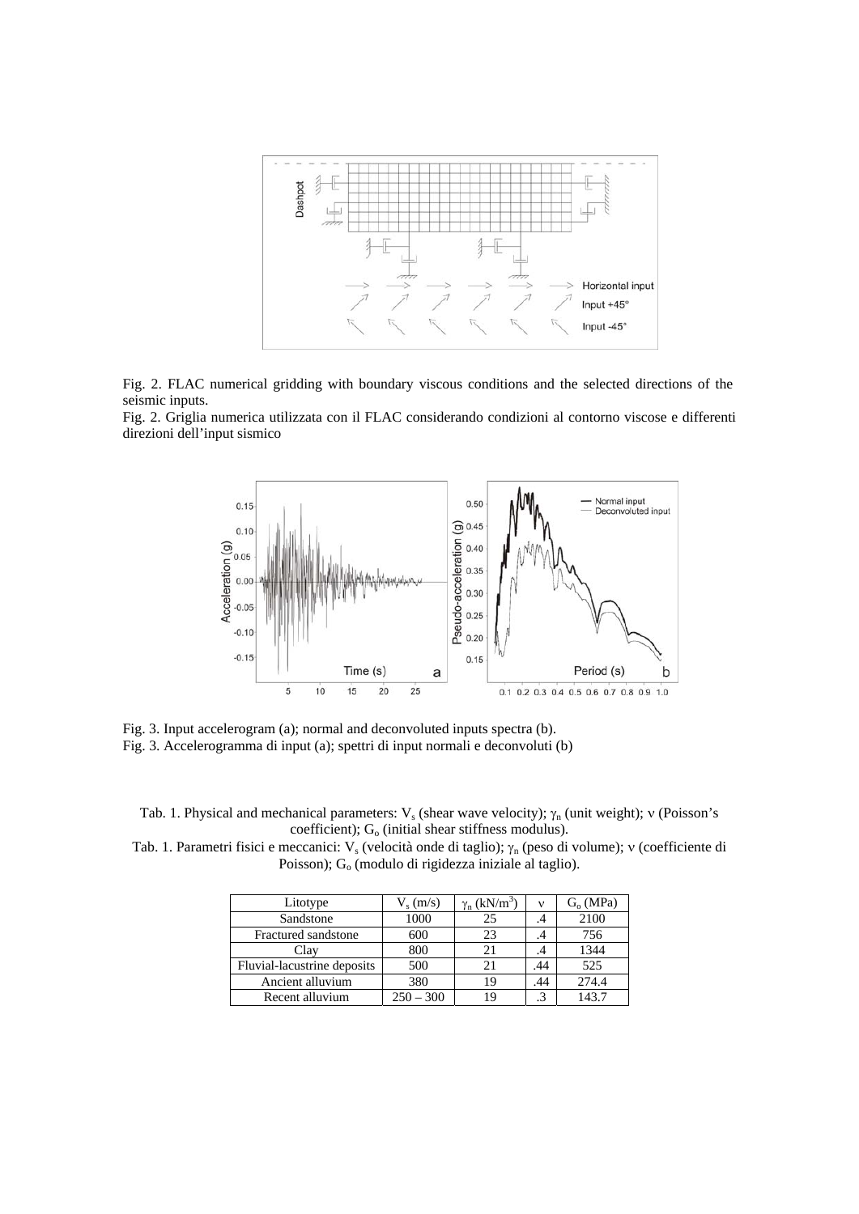Fig. 2. FLAC numerical gridding with boundary viscous conditions and the selected directions of the seismic inputs.
Fig. 2. Griglia numerica utilizzata con il FLAC considerando condizioni al contorno viscose e differenti direzioni dell'input sismico

Fig. 3. Input accelerogram (a); normal and deconvoluted inputs spectra (b).
Fig. 3. Accelerogramma di input (a); spettri di input normali e deconvoluti (b)

Tab. 1. Physical and mechanical parameters: $V_s$ (shear wave velocity); $\gamma_n$ (unit weight); $\nu$ (Poisson's coefficient); $G_o$ (initial shear stiffness modulus).
Tab. 1. Parametri fisici e meccanici: $V_s$ (velocità onde di taglio); $\gamma_n$ (peso di volume); $\nu$ (coefficiente di Poisson); $G_o$ (modulo di rigidezza iniziale al taglio).

| Litotype | $V_s$ (m/s) | $\gamma_n$ (kN/m$^3$) | $\nu$ | $G_o$ (MPa) |
|---|---|---|---|---|
| Sandstone | 1000 | 25 | .4 | 2100 |
| Fractured sandstone | 600 | 23 | .4 | 756 |
| Clay | 800 | 21 | .4 | 1344 |
| Fluvial-lacustrine deposits | 500 | 21 | .44 | 525 |
| Ancient alluvium | 380 | 19 | .44 | 274.4 |
| Recent alluvium | 250 – 300 | 19 | .3 | 143.7 |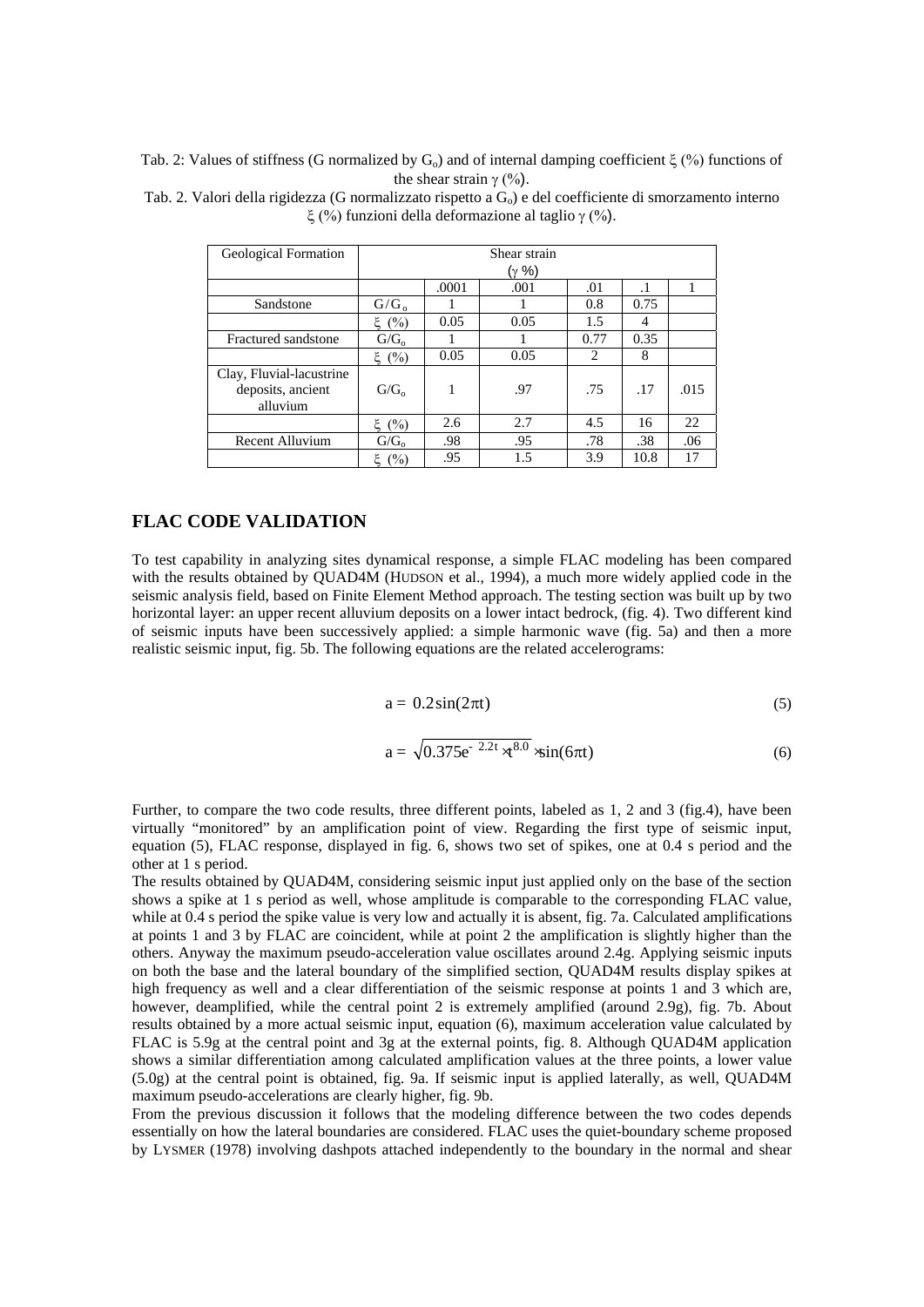Tab. 2: Values of stiffness (G normalized by $G_o$) and of internal damping coefficient $\xi$ (%) functions of the shear strain $\gamma$ (%).

Tab. 2. Valori della rigidezza (G normalizzato rispetto a $G_o$) e del coefficiente di smorzamento interno $\xi$ (%) funzioni della deformazione al taglio $\gamma$ (%).

| Geological Formation | | Shear strain ($\gamma$ %) | | | | |
|---|---|---|---|---|---|---|
| | | .0001 | .001 | .01 | .1 | 1 |
| Sandstone | $G/G_o$ | 1 | 1 | 0.8 | 0.75 | |
| | $\xi$ (%) | 0.05 | 0.05 | 1.5 | 4 | |
| Fractured sandstone | $G/G_o$ | 1 | 1 | 0.77 | 0.35 | |
| | $\xi$ (%) | 0.05 | 0.05 | 2 | 8 | |
| Clay, Fluvial-lacustrine deposits, ancient alluvium | $G/G_o$ | 1 | .97 | .75 | .17 | .015 |
| | $\xi$ (%) | 2.6 | 2.7 | 4.5 | 16 | 22 |
| Recent Alluvium | $G/G_o$ | .98 | .95 | .78 | .38 | .06 |
| | $\xi$ (%) | .95 | 1.5 | 3.9 | 10.8 | 17 |

## FLAC CODE VALIDATION

To test capability in analyzing sites dynamical response, a simple FLAC modeling has been compared with the results obtained by QUAD4M (HUDSON et al., 1994), a much more widely applied code in the seismic analysis field, based on Finite Element Method approach. The testing section was built up by two horizontal layer: an upper recent alluvium deposits on a lower intact bedrock, (fig. 4). Two different kind of seismic inputs have been successively applied: a simple harmonic wave (fig. 5a) and then a more realistic seismic input, fig. 5b. The following equations are the related accelerograms:

$$a = 0.2\sin(2\pi t) \tag{5}$$

$$a = \sqrt{0.375e^{-2.2t} \times t^{8.0}} \times \sin(6\pi t) \tag{6}$$

Further, to compare the two code results, three different points, labeled as 1, 2 and 3 (fig.4), have been virtually "monitored" by an amplification point of view. Regarding the first type of seismic input, equation (5), FLAC response, displayed in fig. 6, shows two set of spikes, one at 0.4 s period and the other at 1 s period.

The results obtained by QUAD4M, considering seismic input just applied only on the base of the section shows a spike at 1 s period as well, whose amplitude is comparable to the corresponding FLAC value, while at 0.4 s period the spike value is very low and actually it is absent, fig. 7a. Calculated amplifications at points 1 and 3 by FLAC are coincident, while at point 2 the amplification is slightly higher than the others. Anyway the maximum pseudo-acceleration value oscillates around 2.4g. Applying seismic inputs on both the base and the lateral boundary of the simplified section, QUAD4M results display spikes at high frequency as well and a clear differentiation of the seismic response at points 1 and 3 which are, however, deamplified, while the central point 2 is extremely amplified (around 2.9g), fig. 7b. About results obtained by a more actual seismic input, equation (6), maximum acceleration value calculated by FLAC is 5.9g at the central point and 3g at the external points, fig. 8. Although QUAD4M application shows a similar differentiation among calculated amplification values at the three points, a lower value (5.0g) at the central point is obtained, fig. 9a. If seismic input is applied laterally, as well, QUAD4M maximum pseudo-accelerations are clearly higher, fig. 9b.

From the previous discussion it follows that the modeling difference between the two codes depends essentially on how the lateral boundaries are considered. FLAC uses the quiet-boundary scheme proposed by LYSMER (1978) involving dashpots attached independently to the boundary in the normal and shear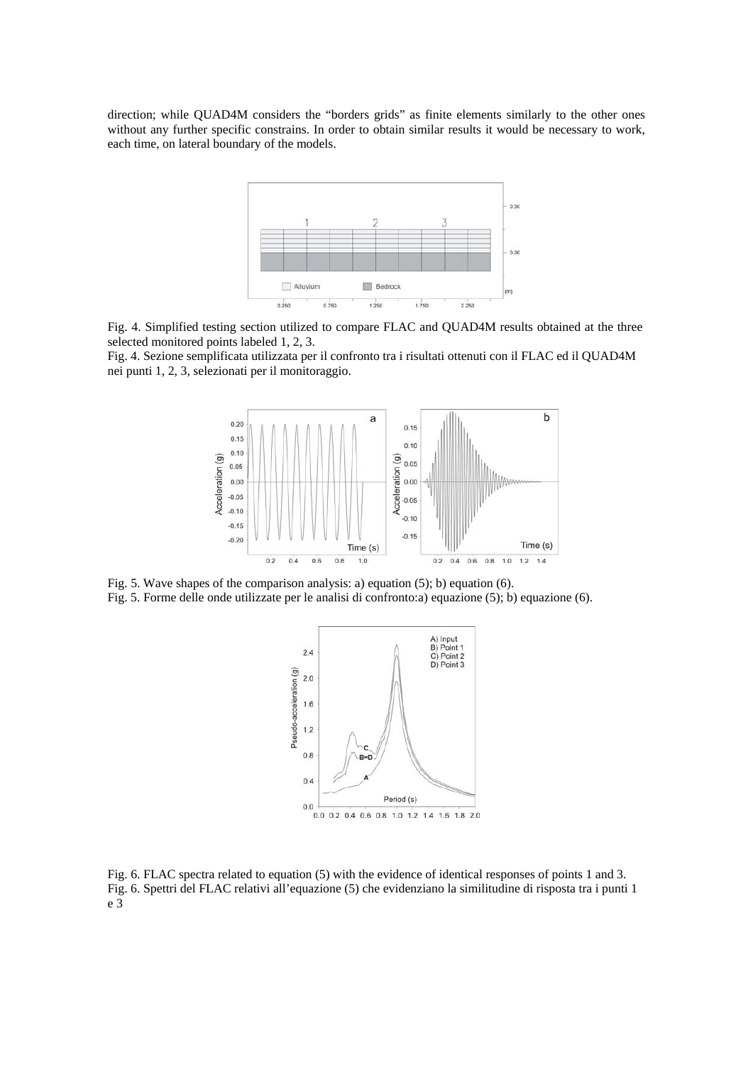direction; while QUAD4M considers the "borders grids" as finite elements similarly to the other ones without any further specific constrains. In order to obtain similar results it would be necessary to work, each time, on lateral boundary of the models.

Fig. 4. Simplified testing section utilized to compare FLAC and QUAD4M results obtained at the three selected monitored points labeled 1, 2, 3.

Fig. 4. Sezione semplificata utilizzata per il confronto tra i risultati ottenuti con il FLAC ed il QUAD4M nei punti 1, 2, 3, selezionati per il monitoraggio.

Fig. 5. Wave shapes of the comparison analysis: a) equation (5); b) equation (6).

Fig. 5. Forme delle onde utilizzate per le analisi di confronto:a) equazione (5); b) equazione (6).

Fig. 6. FLAC spectra related to equation (5) with the evidence of identical responses of points 1 and 3.

Fig. 6. Spettri del FLAC relativi all'equazione (5) che evidenziano la similitudine di risposta tra i punti 1 e 3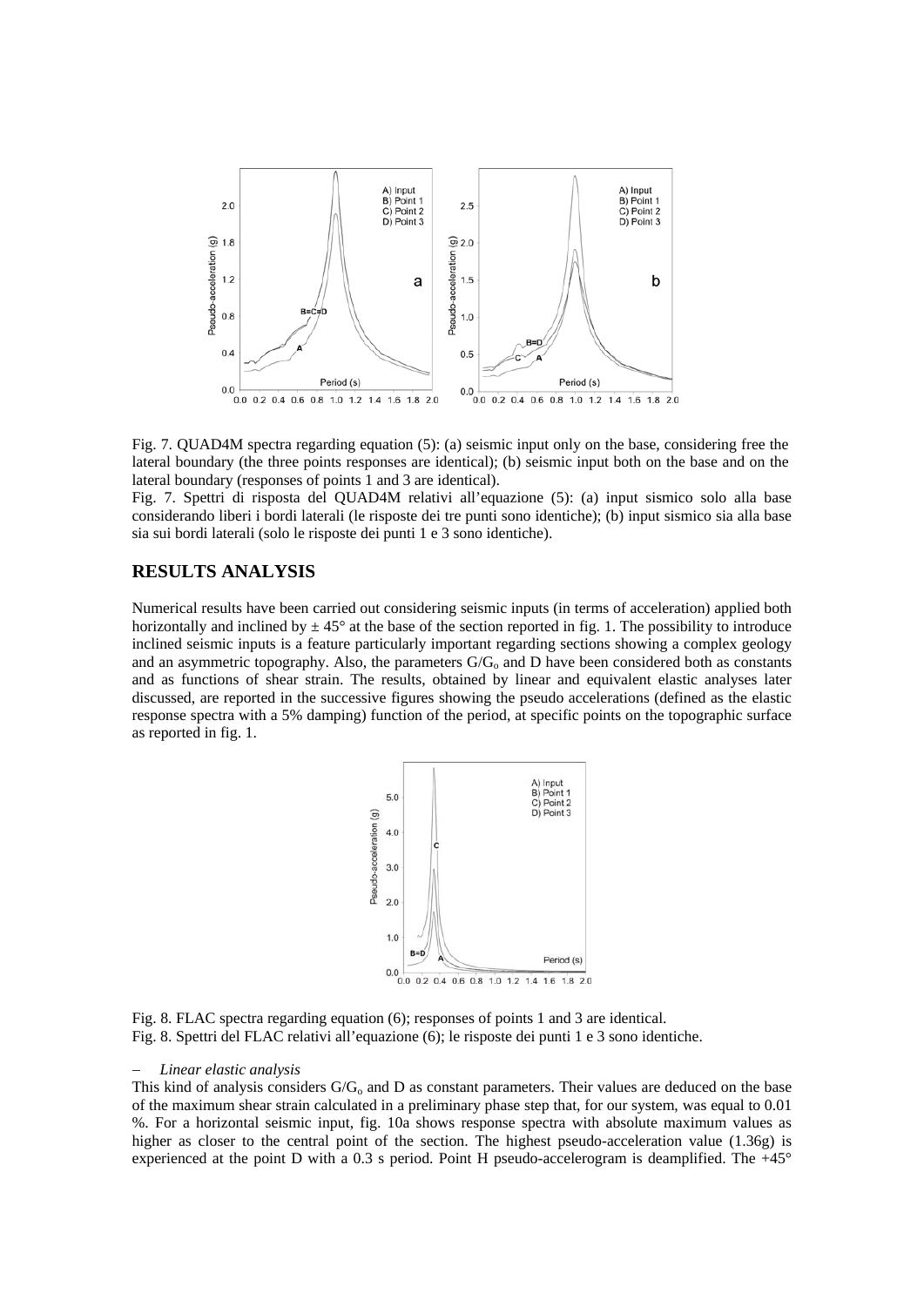Fig. 7. QUAD4M spectra regarding equation (5): (a) seismic input only on the base, considering free the lateral boundary (the three points responses are identical); (b) seismic input both on the base and on the lateral boundary (responses of points 1 and 3 are identical).

Fig. 7. Spettri di risposta del QUAD4M relativi all'equazione (5): (a) input sismico solo alla base considerando liberi i bordi laterali (le risposte dei tre punti sono identiche); (b) input sismico sia alla base sia sui bordi laterali (solo le risposte dei punti 1 e 3 sono identiche).

## RESULTS ANALYSIS

Numerical results have been carried out considering seismic inputs (in terms of acceleration) applied both horizontally and inclined by ± 45° at the base of the section reported in fig. 1. The possibility to introduce inclined seismic inputs is a feature particularly important regarding sections showing a complex geology and an asymmetric topography. Also, the parameters $G/G_o$ and D have been considered both as constants and as functions of shear strain. The results, obtained by linear and equivalent elastic analyses later discussed, are reported in the successive figures showing the pseudo accelerations (defined as the elastic response spectra with a 5% damping) function of the period, at specific points on the topographic surface as reported in fig. 1.

Fig. 8. FLAC spectra regarding equation (6); responses of points 1 and 3 are identical.

Fig. 8. Spettri del FLAC relativi all'equazione (6); le risposte dei punti 1 e 3 sono identiche.

- *Linear elastic analysis*

This kind of analysis considers $G/G_o$ and D as constant parameters. Their values are deduced on the base of the maximum shear strain calculated in a preliminary phase step that, for our system, was equal to 0.01 %. For a horizontal seismic input, fig. 10a shows response spectra with absolute maximum values as higher as closer to the central point of the section. The highest pseudo-acceleration value (1.36g) is experienced at the point D with a 0.3 s period. Point H pseudo-accelerogram is deamplified. The +45°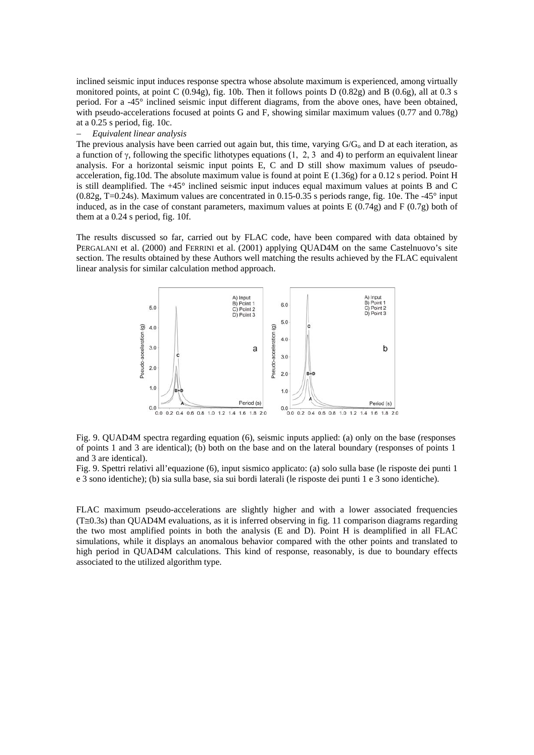inclined seismic input induces response spectra whose absolute maximum is experienced, among virtually monitored points, at point C (0.94g), fig. 10b. Then it follows points D (0.82g) and B (0.6g), all at 0.3 s period. For a -45° inclined seismic input different diagrams, from the above ones, have been obtained, with pseudo-accelerations focused at points G and F, showing similar maximum values (0.77 and 0.78g) at a 0.25 s period, fig. 10c.

- *Equivalent linear analysis*

The previous analysis have been carried out again but, this time, varying $G/G_o$ and D at each iteration, as a function of $\gamma$, following the specific lithotypes equations (1, 2, 3 and 4) to perform an equivalent linear analysis. For a horizontal seismic input points E, C and D still show maximum values of pseudo-acceleration, fig.10d. The absolute maximum value is found at point E (1.36g) for a 0.12 s period. Point H is still deamplified. The +45° inclined seismic input induces equal maximum values at points B and C (0.82g, T=0.24s). Maximum values are concentrated in 0.15-0.35 s periods range, fig. 10e. The -45° input induced, as in the case of constant parameters, maximum values at points E (0.74g) and F (0.7g) both of them at a 0.24 s period, fig. 10f.

The results discussed so far, carried out by FLAC code, have been compared with data obtained by PERGALANI et al. (2000) and FERRINI et al. (2001) applying QUAD4M on the same Castelnuovo's site section. The results obtained by these Authors well matching the results achieved by the FLAC equivalent linear analysis for similar calculation method approach.

Fig. 9. QUAD4M spectra regarding equation (6), seismic inputs applied: (a) only on the base (responses of points 1 and 3 are identical); (b) both on the base and on the lateral boundary (responses of points 1 and 3 are identical).

Fig. 9. Spettri relativi all'equazione (6), input sismico applicato: (a) solo sulla base (le risposte dei punti 1 e 3 sono identiche); (b) sia sulla base, sia sui bordi laterali (le risposte dei punti 1 e 3 sono identiche).

FLAC maximum pseudo-accelerations are slightly higher and with a lower associated frequencies ($T \cong 0.3$s) than QUAD4M evaluations, as it is inferred observing in fig. 11 comparison diagrams regarding the two most amplified points in both the analysis (E and D). Point H is deamplified in all FLAC simulations, while it displays an anomalous behavior compared with the other points and translated to high period in QUAD4M calculations. This kind of response, reasonably, is due to boundary effects associated to the utilized algorithm type.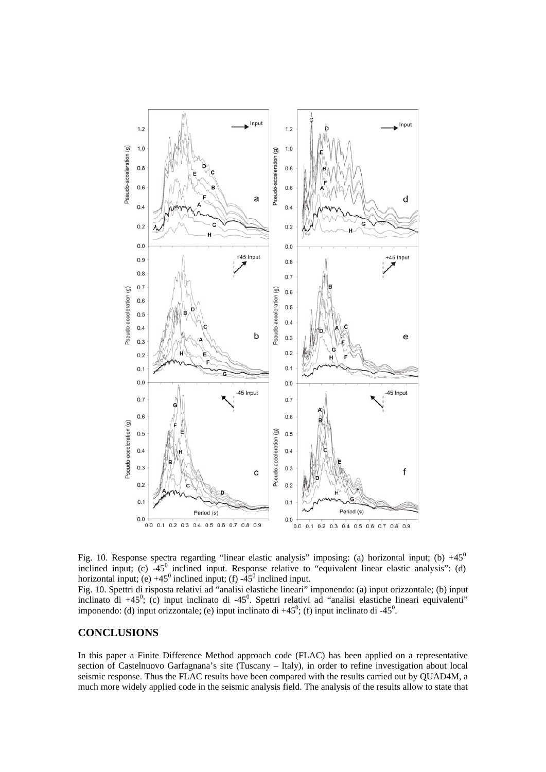Fig. 10. Response spectra regarding "linear elastic analysis" imposing: (a) horizontal input; (b) +45$^0$ inclined input; (c) -45$^0$ inclined input. Response relative to "equivalent linear elastic analysis": (d) horizontal input; (e) +45$^0$ inclined input; (f) -45$^0$ inclined input.

Fig. 10. Spettri di risposta relativi ad "analisi elastiche lineari" imponendo: (a) input orizzontale; (b) input inclinato di +45$^0$; (c) input inclinato di -45$^0$. Spettri relativi ad "analisi elastiche lineari equivalenti" imponendo: (d) input orizzontale; (e) input inclinato di +45$^0$; (f) input inclinato di -45$^0$.

## CONCLUSIONS

In this paper a Finite Difference Method approach code (FLAC) has been applied on a representative section of Castelnuovo Garfagnana's site (Tuscany – Italy), in order to refine investigation about local seismic response. Thus the FLAC results have been compared with the results carried out by QUAD4M, a much more widely applied code in the seismic analysis field. The analysis of the results allow to state that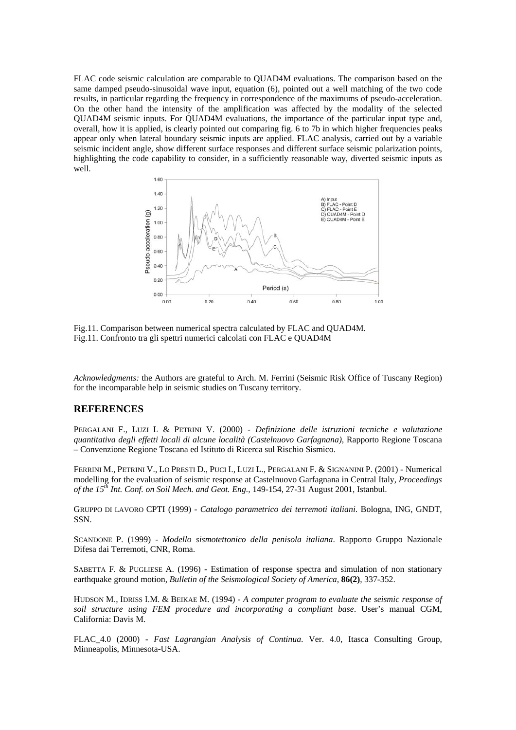FLAC code seismic calculation are comparable to QUAD4M evaluations. The comparison based on the same damped pseudo-sinusoidal wave input, equation (6), pointed out a well matching of the two code results, in particular regarding the frequency in correspondence of the maximums of pseudo-acceleration. On the other hand the intensity of the amplification was affected by the modality of the selected QUAD4M seismic inputs. For QUAD4M evaluations, the importance of the particular input type and, overall, how it is applied, is clearly pointed out comparing fig. 6 to 7b in which higher frequencies peaks appear only when lateral boundary seismic inputs are applied. FLAC analysis, carried out by a variable seismic incident angle, show different surface responses and different surface seismic polarization points, highlighting the code capability to consider, in a sufficiently reasonable way, diverted seismic inputs as well.

Fig.11. Comparison between numerical spectra calculated by FLAC and QUAD4M.
Fig.11. Confronto tra gli spettri numerici calcolati con FLAC e QUAD4M

*Acknowledgments:* the Authors are grateful to Arch. M. Ferrini (Seismic Risk Office of Tuscany Region) for the incomparable help in seismic studies on Tuscany territory.

## REFERENCES

PERGALANI F., LUZI L & PETRINI V. (2000) - *Definizione delle istruzioni tecniche e valutazione quantitativa degli effetti locali di alcune località (Castelnuovo Garfagnana)*, Rapporto Regione Toscana – Convenzione Regione Toscana ed Istituto di Ricerca sul Rischio Sismico.

FERRINI M., PETRINI V., LO PRESTI D., PUCI I., LUZI L., PERGALANI F. & SIGNANINI P. (2001) - Numerical modelling for the evaluation of seismic response at Castelnuovo Garfagnana in Central Italy, *Proceedings of the 15th Int. Conf. on Soil Mech. and Geot. Eng.,* 149-154, 27-31 August 2001, Istanbul.

GRUPPO DI LAVORO CPTI (1999) - *Catalogo parametrico dei terremoti italiani*. Bologna, ING, GNDT, SSN.

SCANDONE P. (1999) - *Modello sismotettonico della penisola italiana*. Rapporto Gruppo Nazionale Difesa dai Terremoti, CNR, Roma.

SABETTA F. & PUGLIESE A. (1996) - Estimation of response spectra and simulation of non stationary earthquake ground motion, *Bulletin of the Seismological Society of America,* **86(2)**, 337-352.

HUDSON M., IDRISS I.M. & BEIKAE M. (1994) - *A computer program to evaluate the seismic response of soil structure using FEM procedure and incorporating a compliant base*. User's manual CGM, California: Davis M.

FLAC_4.0 (2000) - *Fast Lagrangian Analysis of Continua*. Ver. 4.0, Itasca Consulting Group, Minneapolis, Minnesota-USA.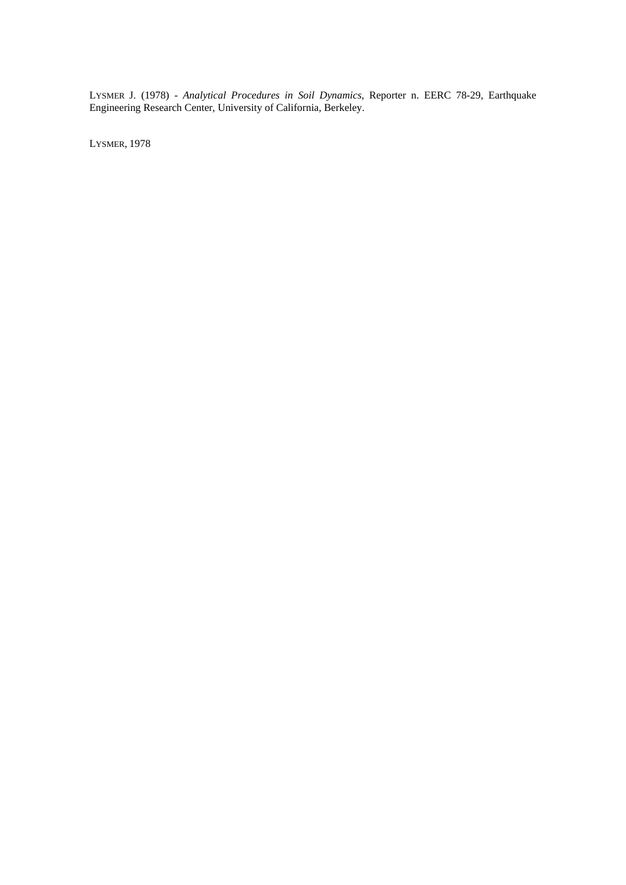LYSMER J. (1978) - *Analytical Procedures in Soil Dynamics*, Reporter n. EERC 78-29, Earthquake Engineering Research Center, University of California, Berkeley.

LYSMER, 1978